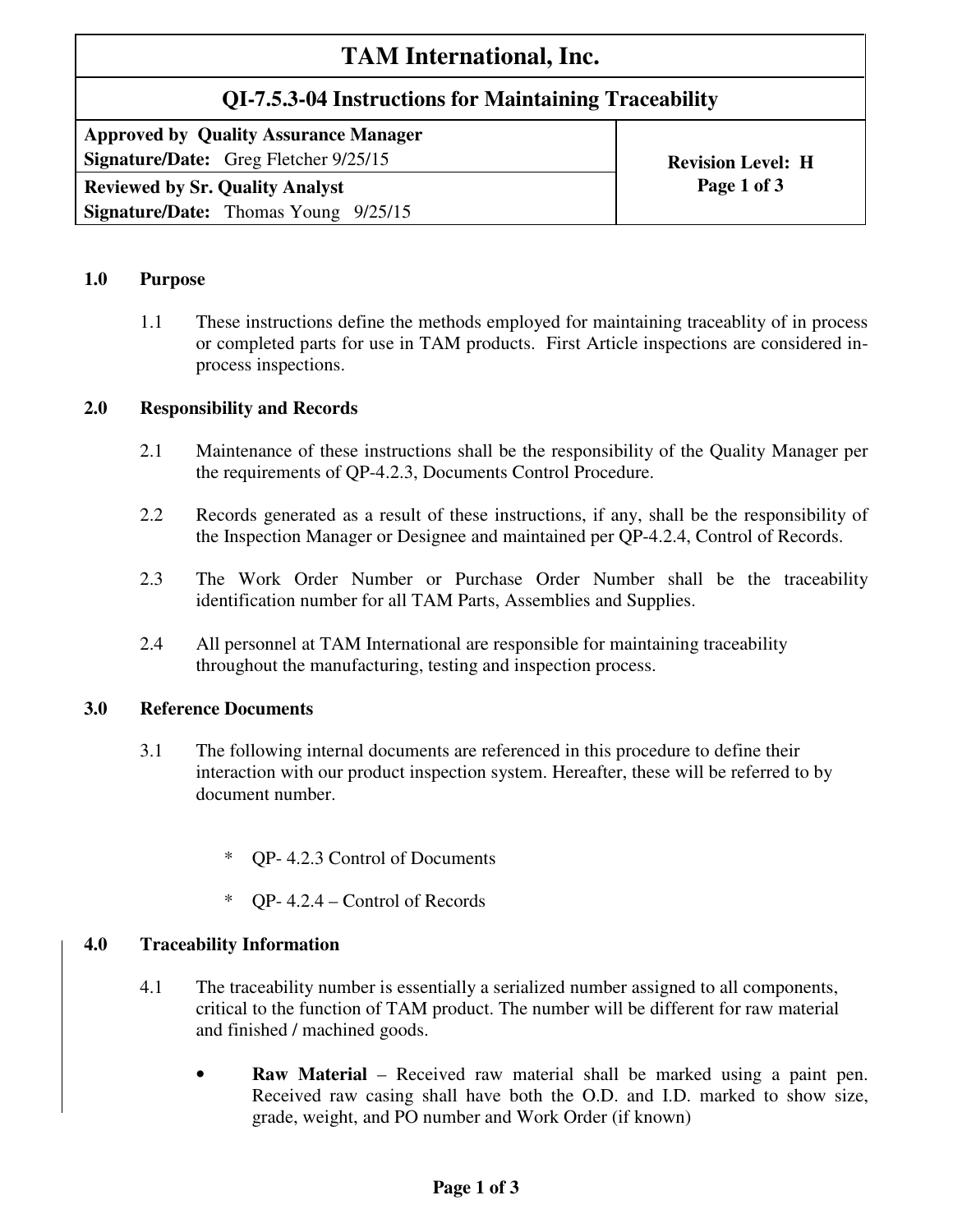# TAM International, Inc.

## QI-7.5.3-04 Instructions for Maintaining Traceability

| **Approved by Quality Assurance Manager**<br>**Signature/Date:** Greg Fletcher 9/25/15 | **Revision Level: H** |
|---|---|
| **Reviewed by Sr. Quality Analyst**<br>**Signature/Date:** Thomas Young 9/25/15 | **Page 1 of 3** |

### 1.0 Purpose

1.1 These instructions define the methods employed for maintaining traceablity of in process or completed parts for use in TAM products. First Article inspections are considered in-process inspections.

### 2.0 Responsibility and Records

2.1 Maintenance of these instructions shall be the responsibility of the Quality Manager per the requirements of QP-4.2.3, Documents Control Procedure.

2.2 Records generated as a result of these instructions, if any, shall be the responsibility of the Inspection Manager or Designee and maintained per QP-4.2.4, Control of Records.

2.3 The Work Order Number or Purchase Order Number shall be the traceability identification number for all TAM Parts, Assemblies and Supplies.

2.4 All personnel at TAM International are responsible for maintaining traceability throughout the manufacturing, testing and inspection process.

### 3.0 Reference Documents

3.1 The following internal documents are referenced in this procedure to define their interaction with our product inspection system. Hereafter, these will be referred to by document number.

- QP- 4.2.3 Control of Documents
- QP- 4.2.4 – Control of Records

### 4.0 Traceability Information

4.1 The traceability number is essentially a serialized number assigned to all components, critical to the function of TAM product. The number will be different for raw material and finished / machined goods.

- **Raw Material** – Received raw material shall be marked using a paint pen. Received raw casing shall have both the O.D. and I.D. marked to show size, grade, weight, and PO number and Work Order (if known)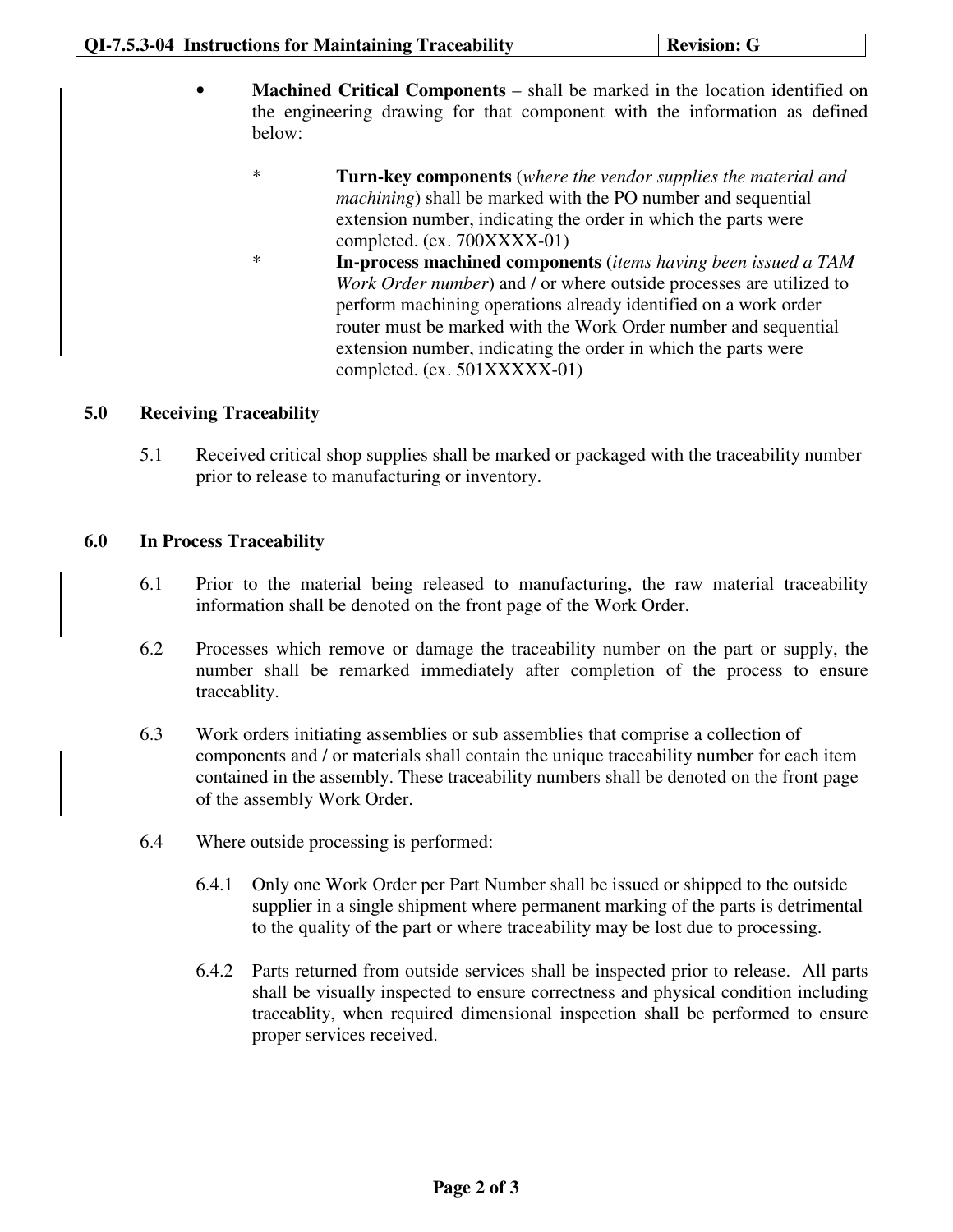- **Machined Critical Components** – shall be marked in the location identified on the engineering drawing for that component with the information as defined below:

  - **Turn-key components** (*where the vendor supplies the material and machining*) shall be marked with the PO number and sequential extension number, indicating the order in which the parts were completed. (ex. 700XXXX-01)
  - **In-process machined components** (*items having been issued a TAM Work Order number*) and / or where outside processes are utilized to perform machining operations already identified on a work order router must be marked with the Work Order number and sequential extension number, indicating the order in which the parts were completed. (ex. 501XXXXX-01)

## 5.0 Receiving Traceability

5.1 Received critical shop supplies shall be marked or packaged with the traceability number prior to release to manufacturing or inventory.

## 6.0 In Process Traceability

6.1 Prior to the material being released to manufacturing, the raw material traceability information shall be denoted on the front page of the Work Order.

6.2 Processes which remove or damage the traceability number on the part or supply, the number shall be remarked immediately after completion of the process to ensure traceablity.

6.3 Work orders initiating assemblies or sub assemblies that comprise a collection of components and / or materials shall contain the unique traceability number for each item contained in the assembly. These traceability numbers shall be denoted on the front page of the assembly Work Order.

6.4 Where outside processing is performed:

6.4.1 Only one Work Order per Part Number shall be issued or shipped to the outside supplier in a single shipment where permanent marking of the parts is detrimental to the quality of the part or where traceability may be lost due to processing.

6.4.2 Parts returned from outside services shall be inspected prior to release. All parts shall be visually inspected to ensure correctness and physical condition including traceablity, when required dimensional inspection shall be performed to ensure proper services received.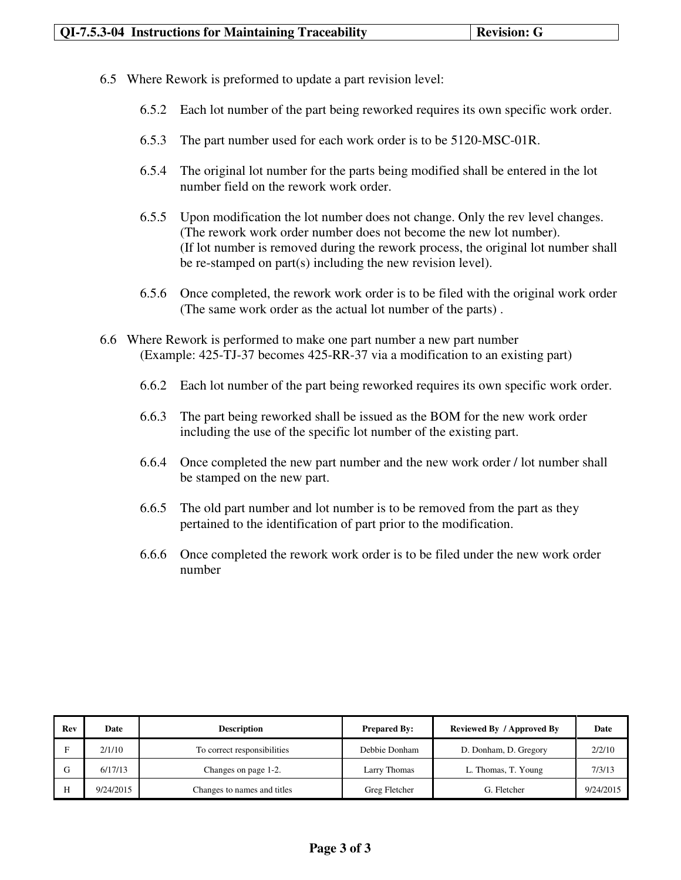6.5 Where Rework is preformed to update a part revision level:

6.5.2 Each lot number of the part being reworked requires its own specific work order.

6.5.3 The part number used for each work order is to be 5120-MSC-01R.

6.5.4 The original lot number for the parts being modified shall be entered in the lot number field on the rework work order.

6.5.5 Upon modification the lot number does not change. Only the rev level changes. (The rework work order number does not become the new lot number). (If lot number is removed during the rework process, the original lot number shall be re-stamped on part(s) including the new revision level).

6.5.6 Once completed, the rework work order is to be filed with the original work order (The same work order as the actual lot number of the parts) .

6.6 Where Rework is performed to make one part number a new part number (Example: 425-TJ-37 becomes 425-RR-37 via a modification to an existing part)

6.6.2 Each lot number of the part being reworked requires its own specific work order.

6.6.3 The part being reworked shall be issued as the BOM for the new work order including the use of the specific lot number of the existing part.

6.6.4 Once completed the new part number and the new work order / lot number shall be stamped on the new part.

6.6.5 The old part number and lot number is to be removed from the part as they pertained to the identification of part prior to the modification.

6.6.6 Once completed the rework work order is to be filed under the new work order number

| Rev | Date | Description | Prepared By: | Reviewed By / Approved By | Date |
|---|---|---|---|---|---|
| F | 2/1/10 | To correct responsibilities | Debbie Donham | D. Donham, D. Gregory | 2/2/10 |
| G | 6/17/13 | Changes on page 1-2. | Larry Thomas | L. Thomas, T. Young | 7/3/13 |
| H | 9/24/2015 | Changes to names and titles | Greg Fletcher | G. Fletcher | 9/24/2015 |